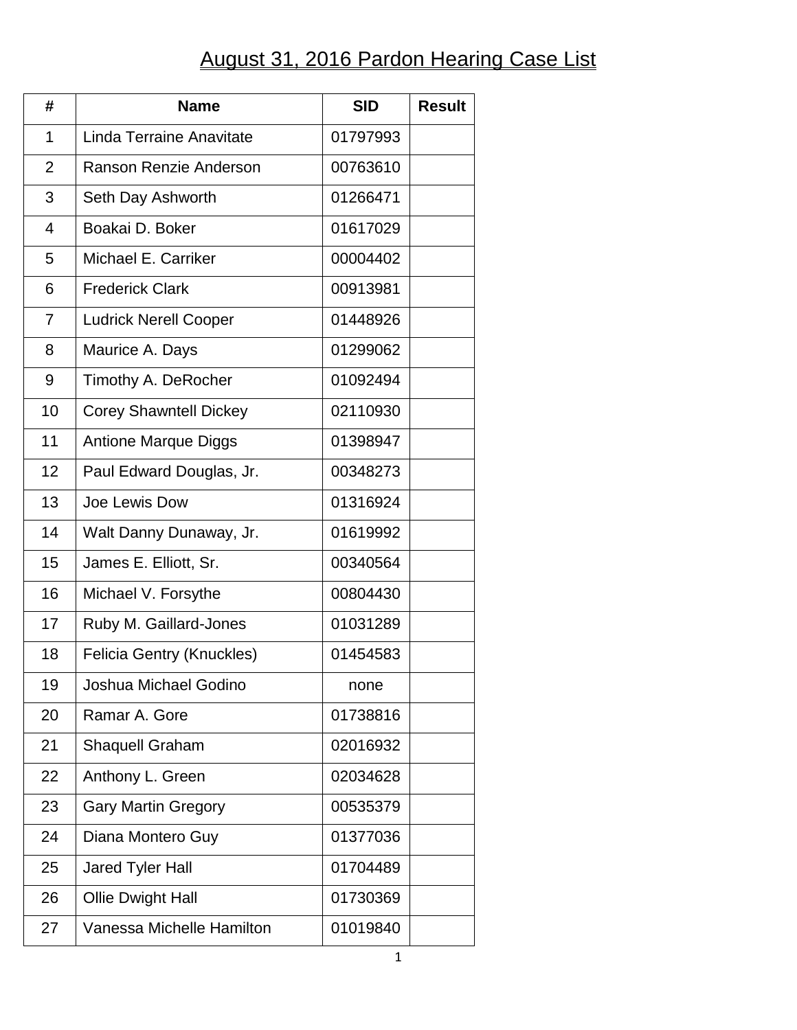# August 31, 2016 Pardon Hearing Case List

| # | Name | SID | Result |
|---|---|---|---|
| 1 | Linda Terraine Anavitate | 01797993 | |
| 2 | Ranson Renzie Anderson | 00763610 | |
| 3 | Seth Day Ashworth | 01266471 | |
| 4 | Boakai D. Boker | 01617029 | |
| 5 | Michael E. Carriker | 00004402 | |
| 6 | Frederick Clark | 00913981 | |
| 7 | Ludrick Nerell Cooper | 01448926 | |
| 8 | Maurice A. Days | 01299062 | |
| 9 | Timothy A. DeRocher | 01092494 | |
| 10 | Corey Shawntell Dickey | 02110930 | |
| 11 | Antione Marque Diggs | 01398947 | |
| 12 | Paul Edward Douglas, Jr. | 00348273 | |
| 13 | Joe Lewis Dow | 01316924 | |
| 14 | Walt Danny Dunaway, Jr. | 01619992 | |
| 15 | James E. Elliott, Sr. | 00340564 | |
| 16 | Michael V. Forsythe | 00804430 | |
| 17 | Ruby M. Gaillard-Jones | 01031289 | |
| 18 | Felicia Gentry (Knuckles) | 01454583 | |
| 19 | Joshua Michael Godino | none | |
| 20 | Ramar A. Gore | 01738816 | |
| 21 | Shaquell Graham | 02016932 | |
| 22 | Anthony L. Green | 02034628 | |
| 23 | Gary Martin Gregory | 00535379 | |
| 24 | Diana Montero Guy | 01377036 | |
| 25 | Jared Tyler Hall | 01704489 | |
| 26 | Ollie Dwight Hall | 01730369 | |
| 27 | Vanessa Michelle Hamilton | 01019840 | |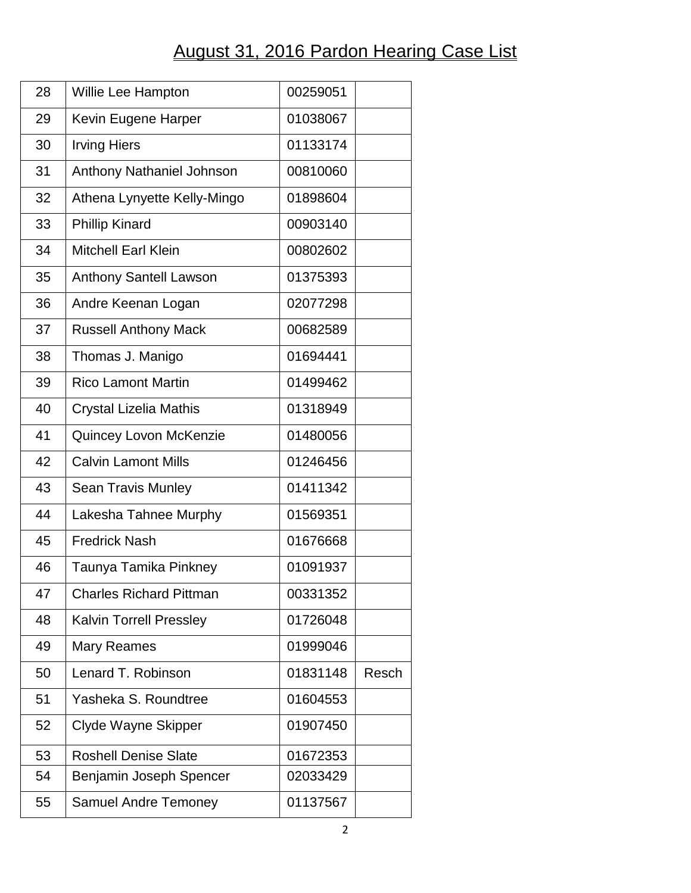# August 31, 2016 Pardon Hearing Case List

| | | | |
|---|---|---|---|
| 28 | Willie Lee Hampton | 00259051 | |
| 29 | Kevin Eugene Harper | 01038067 | |
| 30 | Irving Hiers | 01133174 | |
| 31 | Anthony Nathaniel Johnson | 00810060 | |
| 32 | Athena Lynyette Kelly-Mingo | 01898604 | |
| 33 | Phillip Kinard | 00903140 | |
| 34 | Mitchell Earl Klein | 00802602 | |
| 35 | Anthony Santell Lawson | 01375393 | |
| 36 | Andre Keenan Logan | 02077298 | |
| 37 | Russell Anthony Mack | 00682589 | |
| 38 | Thomas J. Manigo | 01694441 | |
| 39 | Rico Lamont Martin | 01499462 | |
| 40 | Crystal Lizelia Mathis | 01318949 | |
| 41 | Quincey Lovon McKenzie | 01480056 | |
| 42 | Calvin Lamont Mills | 01246456 | |
| 43 | Sean Travis Munley | 01411342 | |
| 44 | Lakesha Tahnee Murphy | 01569351 | |
| 45 | Fredrick Nash | 01676668 | |
| 46 | Taunya Tamika Pinkney | 01091937 | |
| 47 | Charles Richard Pittman | 00331352 | |
| 48 | Kalvin Torrell Pressley | 01726048 | |
| 49 | Mary Reames | 01999046 | |
| 50 | Lenard T. Robinson | 01831148 | Resch |
| 51 | Yasheka S. Roundtree | 01604553 | |
| 52 | Clyde Wayne Skipper | 01907450 | |
| 53 | Roshell Denise Slate | 01672353 | |
| 54 | Benjamin Joseph Spencer | 02033429 | |
| 55 | Samuel Andre Temoney | 01137567 | |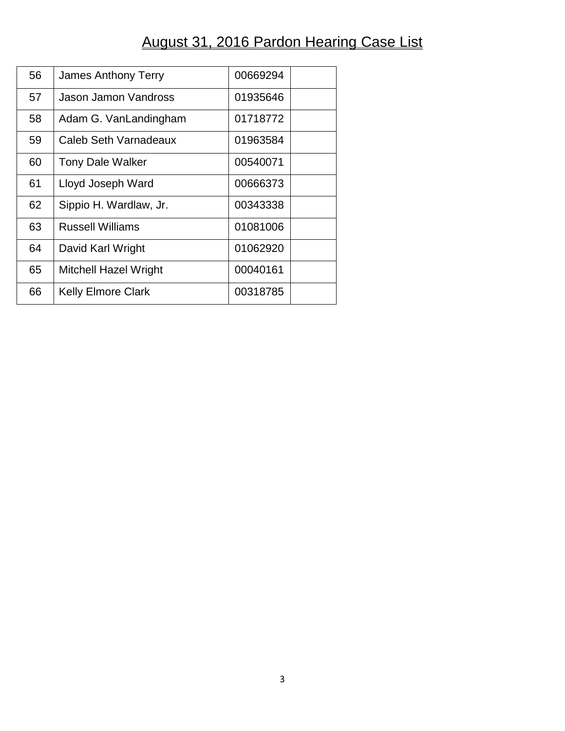# August 31, 2016 Pardon Hearing Case List

| | | | |
|---|---|---|---|
| 56 | James Anthony Terry | 00669294 | |
| 57 | Jason Jamon Vandross | 01935646 | |
| 58 | Adam G. VanLandingham | 01718772 | |
| 59 | Caleb Seth Varnadeaux | 01963584 | |
| 60 | Tony Dale Walker | 00540071 | |
| 61 | Lloyd Joseph Ward | 00666373 | |
| 62 | Sippio H. Wardlaw, Jr. | 00343338 | |
| 63 | Russell Williams | 01081006 | |
| 64 | David Karl Wright | 01062920 | |
| 65 | Mitchell Hazel Wright | 00040161 | |
| 66 | Kelly Elmore Clark | 00318785 | |